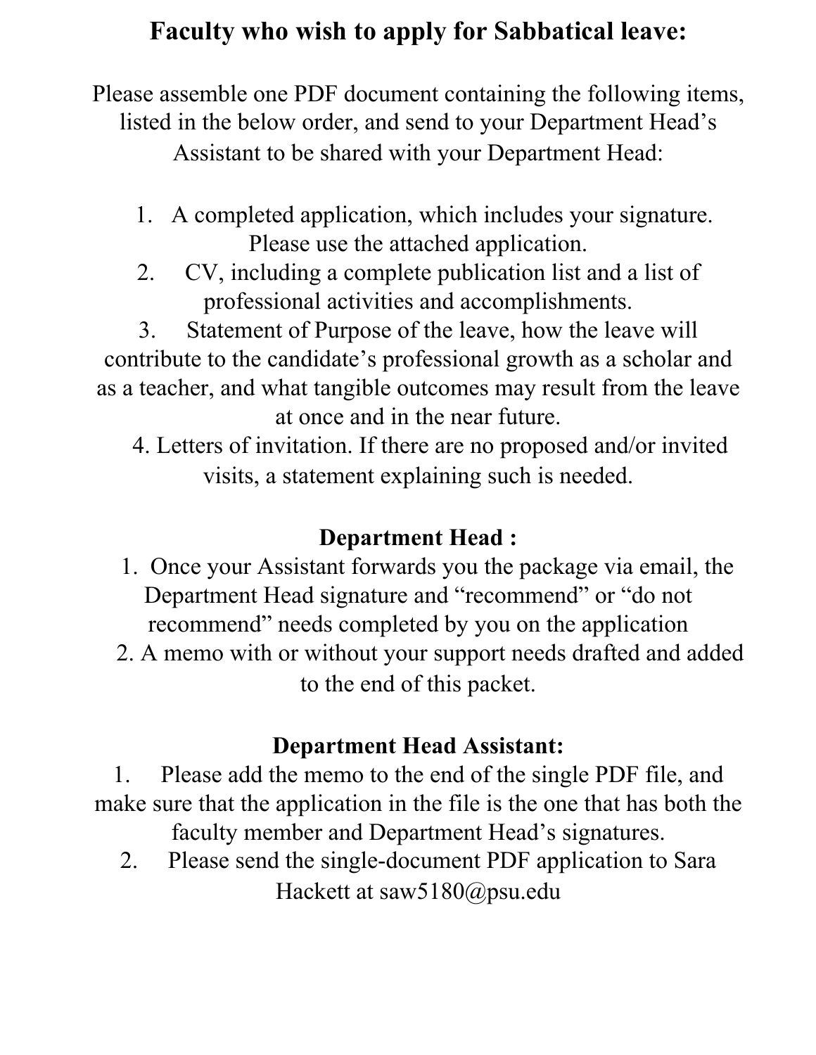# Faculty who wish to apply for Sabbatical leave:

Please assemble one PDF document containing the following items, listed in the below order, and send to your Department Head's Assistant to be shared with your Department Head:

1. A completed application, which includes your signature. Please use the attached application.
2. CV, including a complete publication list and a list of professional activities and accomplishments.
3. Statement of Purpose of the leave, how the leave will contribute to the candidate's professional growth as a scholar and as a teacher, and what tangible outcomes may result from the leave at once and in the near future.
4. Letters of invitation. If there are no proposed and/or invited visits, a statement explaining such is needed.

## Department Head :

1. Once your Assistant forwards you the package via email, the Department Head signature and "recommend" or "do not recommend" needs completed by you on the application
2. A memo with or without your support needs drafted and added to the end of this packet.

## Department Head Assistant:

1. Please add the memo to the end of the single PDF file, and make sure that the application in the file is the one that has both the faculty member and Department Head's signatures.
2. Please send the single-document PDF application to Sara Hackett at saw5180@psu.edu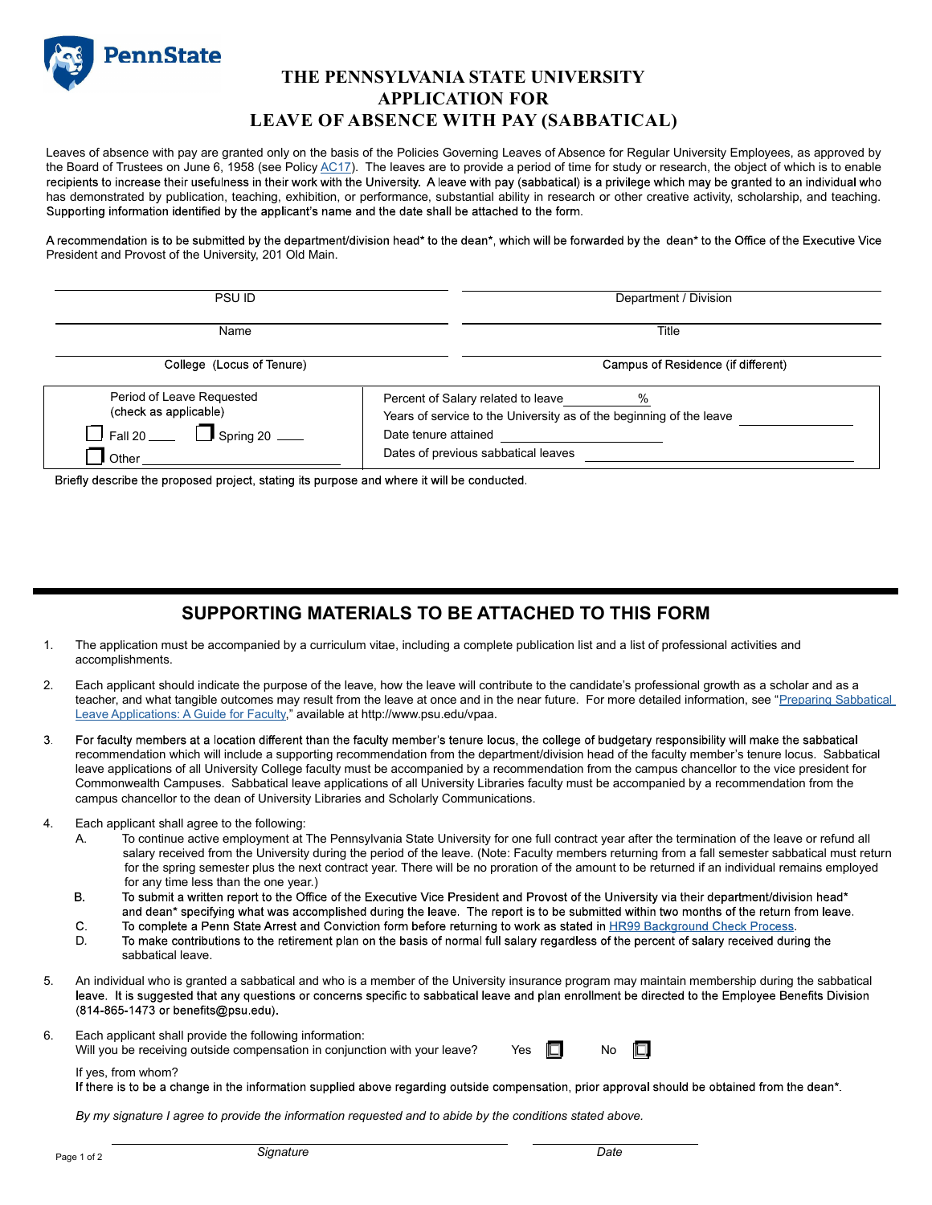PennState

# THE PENNSYLVANIA STATE UNIVERSITY
# APPLICATION FOR
# LEAVE OF ABSENCE WITH PAY (SABBATICAL)

Leaves of absence with pay are granted only on the basis of the Policies Governing Leaves of Absence for Regular University Employees, as approved by the Board of Trustees on June 6, 1958 (see Policy AC17). The leaves are to provide a period of time for study or research, the object of which is to enable recipients to increase their usefulness in their work with the University. A leave with pay (sabbatical) is a privilege which may be granted to an individual who has demonstrated by publication, teaching, exhibition, or performance, substantial ability in research or other creative activity, scholarship, and teaching. Supporting information identified by the applicant's name and the date shall be attached to the form.

A recommendation is to be submitted by the department/division head* to the dean*, which will be forwarded by the dean* to the Office of the Executive Vice President and Provost of the University, 201 Old Main.

| | |
|---|---|
| PSU ID | Department / Division |
| Name | Title |
| College (Locus of Tenure) | Campus of Residence (if different) |

| | |
|---|---|
| Period of Leave Requested (check as applicable)<br>☐ Fall 20 ____ ☐ Spring 20 ____<br>☐ Other ____________________ | Percent of Salary related to leave ________ %<br>Years of service to the University as of the beginning of the leave ____________<br>Date tenure attained ____________<br>Dates of previous sabbatical leaves ____________ |

Briefly describe the proposed project, stating its purpose and where it will be conducted.

## SUPPORTING MATERIALS TO BE ATTACHED TO THIS FORM

1. The application must be accompanied by a curriculum vitae, including a complete publication list and a list of professional activities and accomplishments.

2. Each applicant should indicate the purpose of the leave, how the leave will contribute to the candidate's professional growth as a scholar and as a teacher, and what tangible outcomes may result from the leave at once and in the near future. For more detailed information, see "Preparing Sabbatical Leave Applications: A Guide for Faculty," available at http://www.psu.edu/vpaa.

3. For faculty members at a location different than the faculty member's tenure locus, the college of budgetary responsibility will make the sabbatical recommendation which will include a supporting recommendation from the department/division head of the faculty member's tenure locus. Sabbatical leave applications of all University College faculty must be accompanied by a recommendation from the campus chancellor to the vice president for Commonwealth Campuses. Sabbatical leave applications of all University Libraries faculty must be accompanied by a recommendation from the campus chancellor to the dean of University Libraries and Scholarly Communications.

4. Each applicant shall agree to the following:
   - A. To continue active employment at The Pennsylvania State University for one full contract year after the termination of the leave or refund all salary received from the University during the period of the leave. (Note: Faculty members returning from a fall semester sabbatical must return for the spring semester plus the next contract year. There will be no proration of the amount to be returned if an individual remains employed for any time less than the one year.)
   - B. To submit a written report to the Office of the Executive Vice President and Provost of the University via their department/division head* and dean* specifying what was accomplished during the leave. The report is to be submitted within two months of the return from leave.
   - C. To complete a Penn State Arrest and Conviction form before returning to work as stated in HR99 Background Check Process.
   - D. To make contributions to the retirement plan on the basis of normal full salary regardless of the percent of salary received during the sabbatical leave.

5. An individual who is granted a sabbatical and who is a member of the University insurance program may maintain membership during the sabbatical leave. It is suggested that any questions or concerns specific to sabbatical leave and plan enrollment be directed to the Employee Benefits Division (814-865-1473 or benefits@psu.edu).

6. Each applicant shall provide the following information:
   Will you be receiving outside compensation in conjunction with your leave? Yes ☐ No ☐

   If yes, from whom?
   If there is to be a change in the information supplied above regarding outside compensation, prior approval should be obtained from the dean*.

*By my signature I agree to provide the information requested and to abide by the conditions stated above.*

_________________________________ _______________
*Signature* *Date*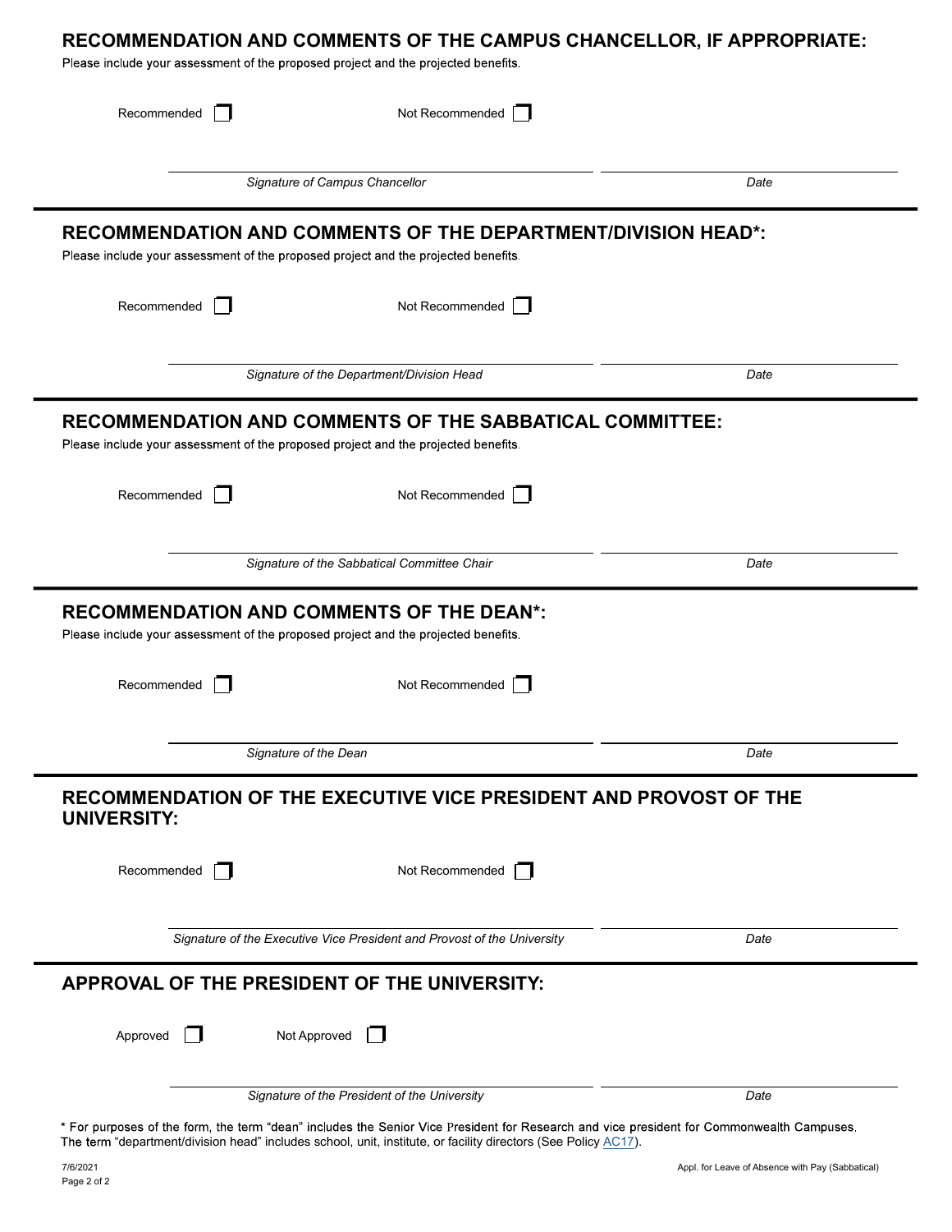## RECOMMENDATION AND COMMENTS OF THE CAMPUS CHANCELLOR, IF APPROPRIATE:

Please include your assessment of the proposed project and the projected benefits.

Recommended ☐ Not Recommended ☐

*Signature of Campus Chancellor* *Date*

## RECOMMENDATION AND COMMENTS OF THE DEPARTMENT/DIVISION HEAD*:

Please include your assessment of the proposed project and the projected benefits.

Recommended ☐ Not Recommended ☐

*Signature of the Department/Division Head* *Date*

## RECOMMENDATION AND COMMENTS OF THE SABBATICAL COMMITTEE:

Please include your assessment of the proposed project and the projected benefits.

Recommended ☐ Not Recommended ☐

*Signature of the Sabbatical Committee Chair* *Date*

## RECOMMENDATION AND COMMENTS OF THE DEAN*:

Please include your assessment of the proposed project and the projected benefits.

Recommended ☐ Not Recommended ☐

*Signature of the Dean* *Date*

## RECOMMENDATION OF THE EXECUTIVE VICE PRESIDENT AND PROVOST OF THE UNIVERSITY:

Recommended ☐ Not Recommended ☐

*Signature of the Executive Vice President and Provost of the University* *Date*

## APPROVAL OF THE PRESIDENT OF THE UNIVERSITY:

Approved ☐ Not Approved ☐

*Signature of the President of the University* *Date*

* For purposes of the form, the term "dean" includes the Senior Vice President for Research and vice president for Commonwealth Campuses. The term "department/division head" includes school, unit, institute, or facility directors (See Policy AC17).

7/6/2021 Appl. for Leave of Absence with Pay (Sabbatical)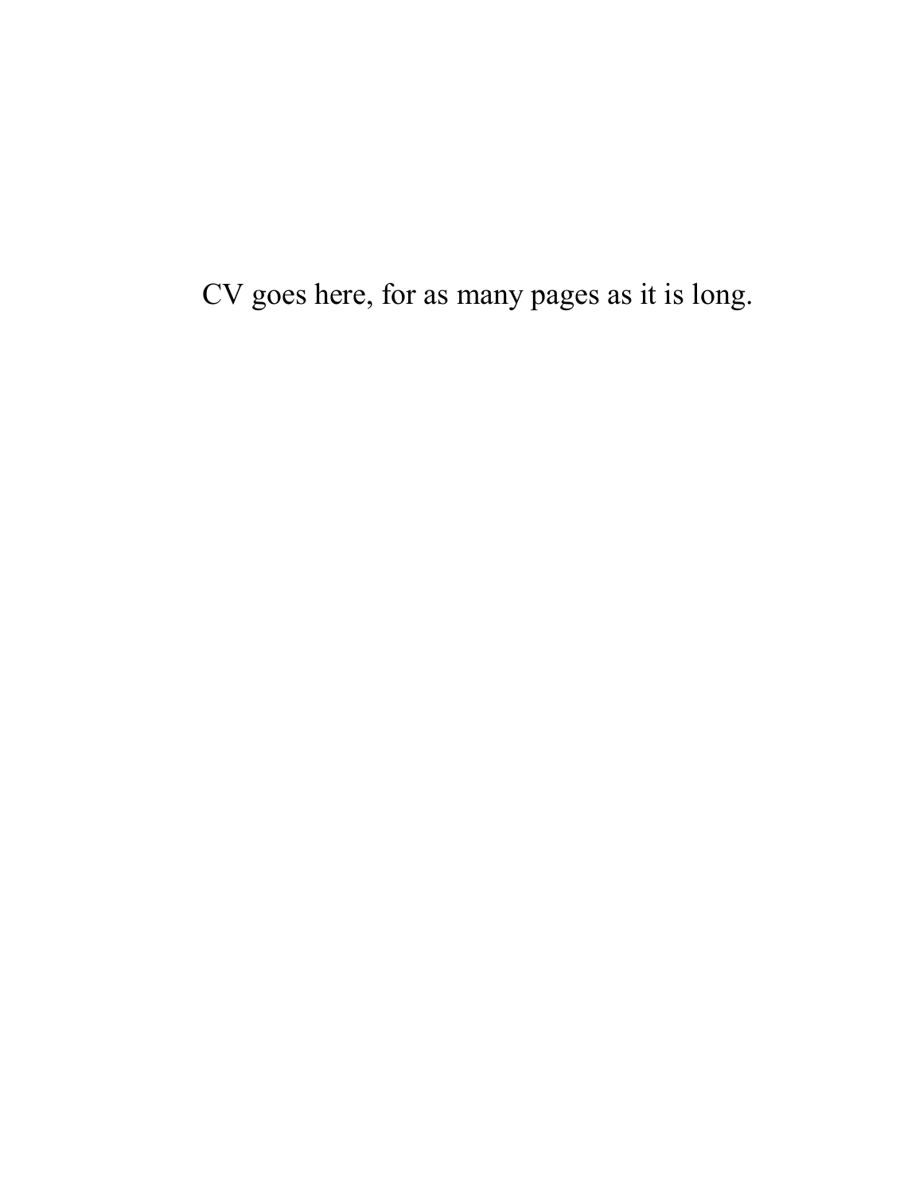CV goes here, for as many pages as it is long.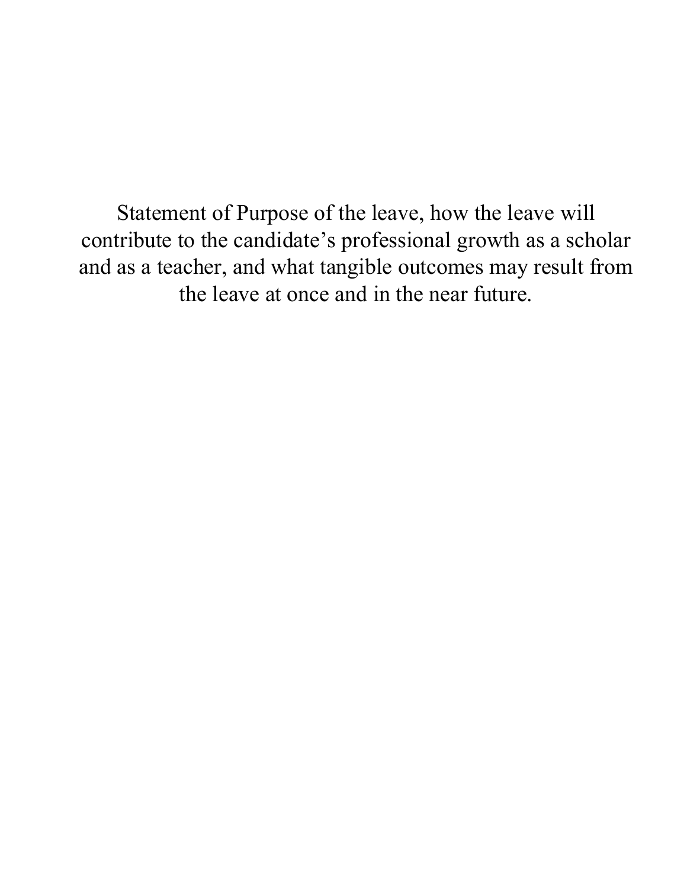Statement of Purpose of the leave, how the leave will contribute to the candidate's professional growth as a scholar and as a teacher, and what tangible outcomes may result from the leave at once and in the near future.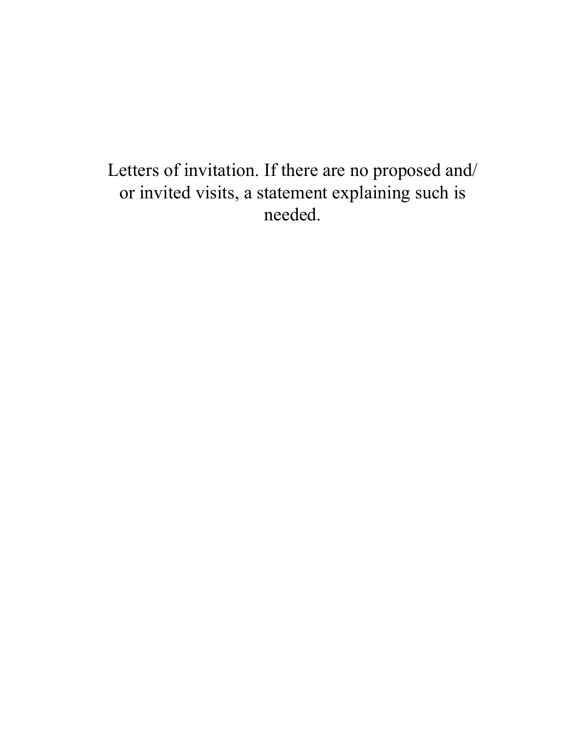Letters of invitation. If there are no proposed and/ or invited visits, a statement explaining such is needed.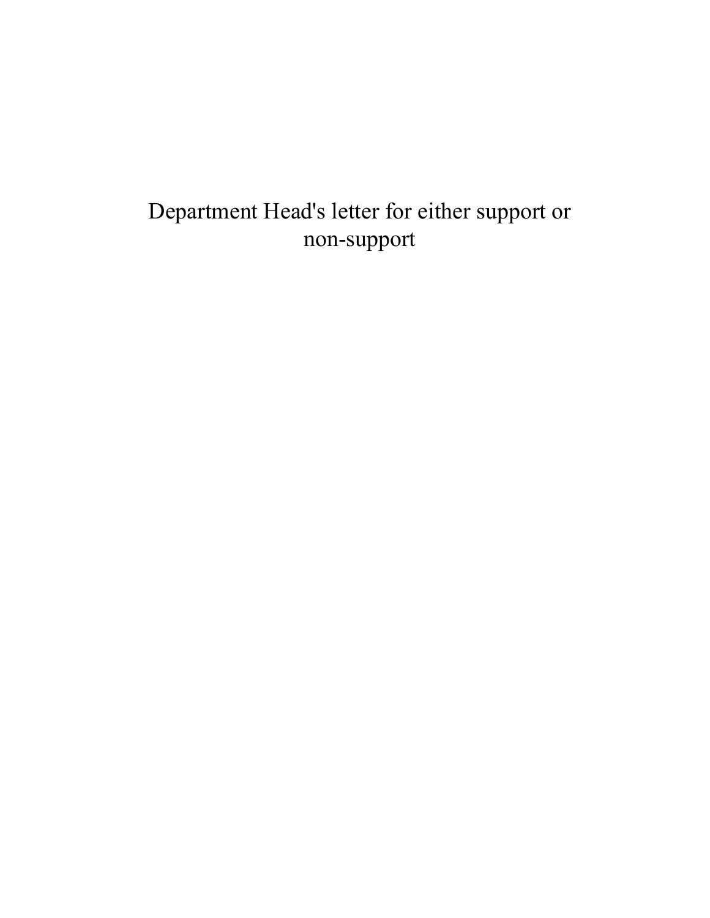# Department Head's letter for either support or non-support